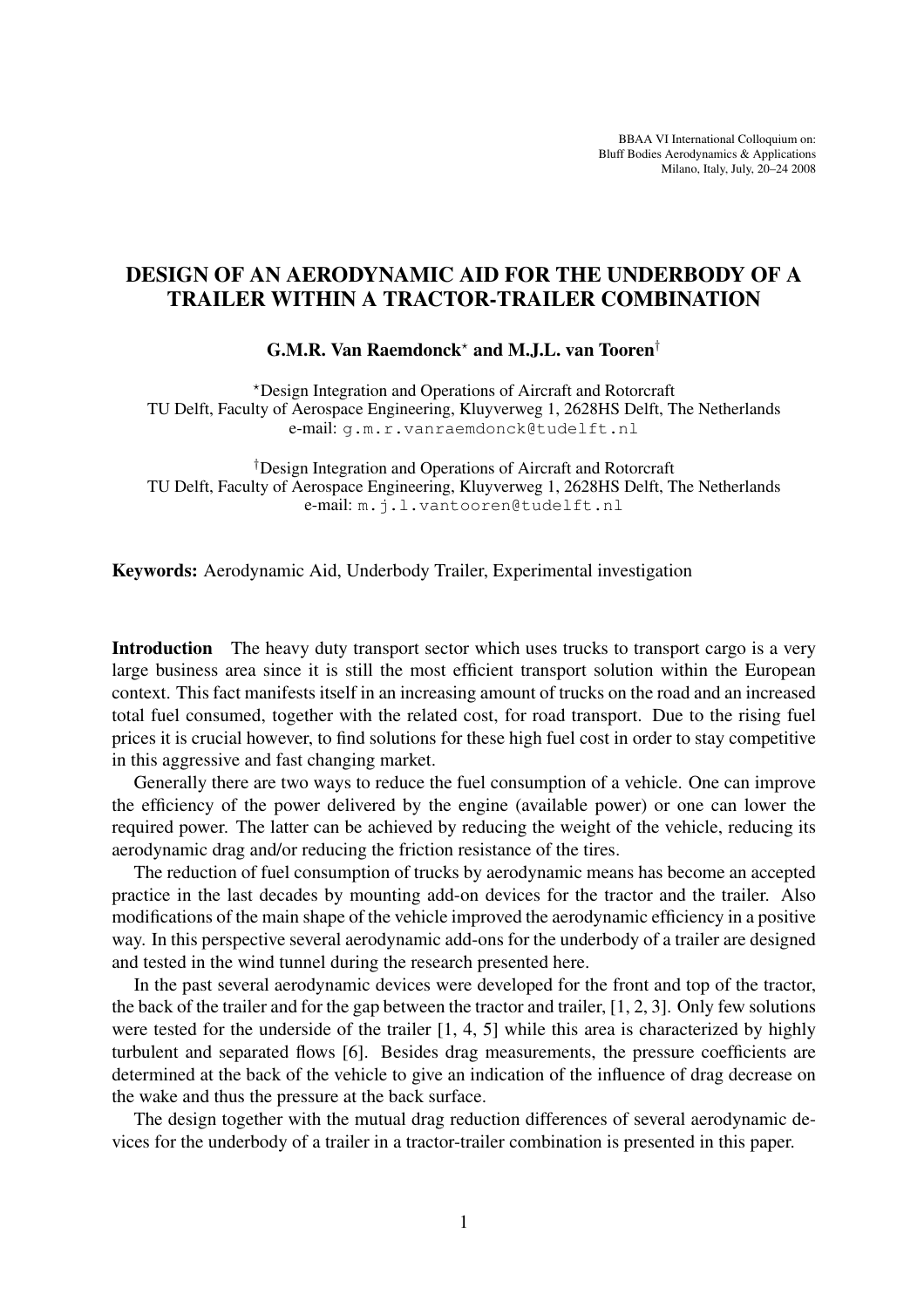# DESIGN OF AN AERODYNAMIC AID FOR THE UNDERBODY OF A TRAILER WITHIN A TRACTOR-TRAILER COMBINATION

**G.M.R. Van Raemdonck[⋆] and M.J.L. van Tooren[†]**

[⋆]Design Integration and Operations of Aircraft and Rotorcraft
TU Delft, Faculty of Aerospace Engineering, Kluyverweg 1, 2628HS Delft, The Netherlands
e-mail: g.m.r.vanraemdonck@tudelft.nl

[†]Design Integration and Operations of Aircraft and Rotorcraft
TU Delft, Faculty of Aerospace Engineering, Kluyverweg 1, 2628HS Delft, The Netherlands
e-mail: m.j.l.vantooren@tudelft.nl

**Keywords:** Aerodynamic Aid, Underbody Trailer, Experimental investigation

**Introduction** The heavy duty transport sector which uses trucks to transport cargo is a very large business area since it is still the most efficient transport solution within the European context. This fact manifests itself in an increasing amount of trucks on the road and an increased total fuel consumed, together with the related cost, for road transport. Due to the rising fuel prices it is crucial however, to find solutions for these high fuel cost in order to stay competitive in this aggressive and fast changing market.

Generally there are two ways to reduce the fuel consumption of a vehicle. One can improve the efficiency of the power delivered by the engine (available power) or one can lower the required power. The latter can be achieved by reducing the weight of the vehicle, reducing its aerodynamic drag and/or reducing the friction resistance of the tires.

The reduction of fuel consumption of trucks by aerodynamic means has become an accepted practice in the last decades by mounting add-on devices for the tractor and the trailer. Also modifications of the main shape of the vehicle improved the aerodynamic efficiency in a positive way. In this perspective several aerodynamic add-ons for the underbody of a trailer are designed and tested in the wind tunnel during the research presented here.

In the past several aerodynamic devices were developed for the front and top of the tractor, the back of the trailer and for the gap between the tractor and trailer, [1, 2, 3]. Only few solutions were tested for the underside of the trailer [1, 4, 5] while this area is characterized by highly turbulent and separated flows [6]. Besides drag measurements, the pressure coefficients are determined at the back of the vehicle to give an indication of the influence of drag decrease on the wake and thus the pressure at the back surface.

The design together with the mutual drag reduction differences of several aerodynamic devices for the underbody of a trailer in a tractor-trailer combination is presented in this paper.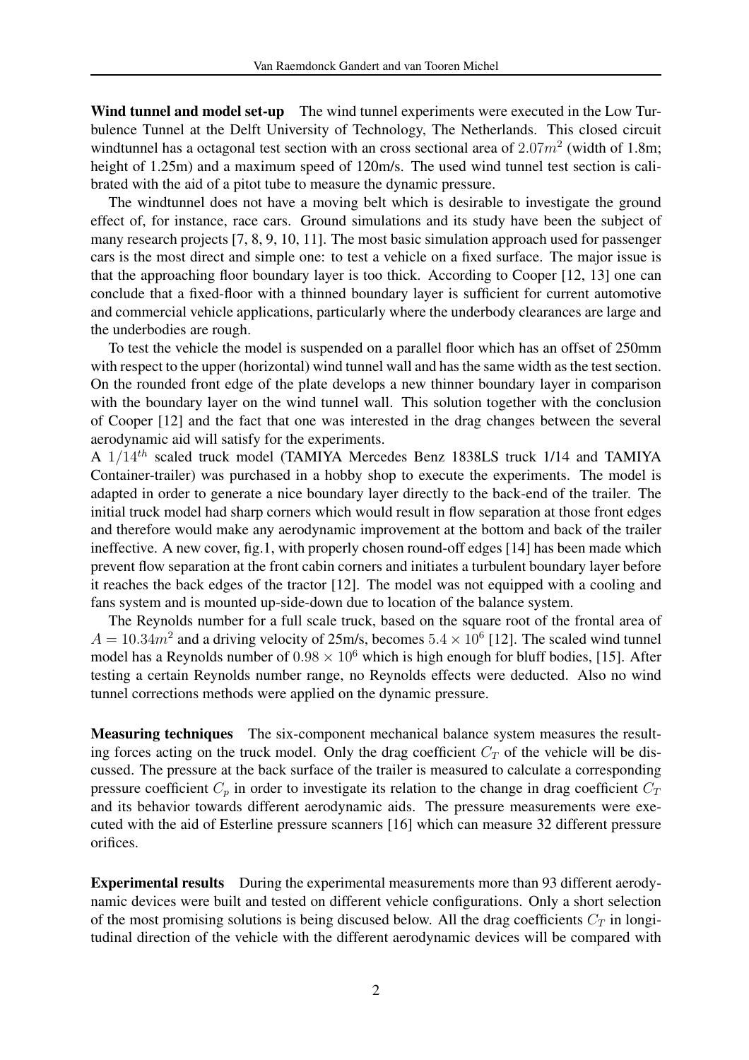**Wind tunnel and model set-up** The wind tunnel experiments were executed in the Low Turbulence Tunnel at the Delft University of Technology, The Netherlands. This closed circuit windtunnel has a octagonal test section with an cross sectional area of $2.07m^2$ (width of 1.8m; height of 1.25m) and a maximum speed of 120m/s. The used wind tunnel test section is calibrated with the aid of a pitot tube to measure the dynamic pressure.

The windtunnel does not have a moving belt which is desirable to investigate the ground effect of, for instance, race cars. Ground simulations and its study have been the subject of many research projects [7, 8, 9, 10, 11]. The most basic simulation approach used for passenger cars is the most direct and simple one: to test a vehicle on a fixed surface. The major issue is that the approaching floor boundary layer is too thick. According to Cooper [12, 13] one can conclude that a fixed-floor with a thinned boundary layer is sufficient for current automotive and commercial vehicle applications, particularly where the underbody clearances are large and the underbodies are rough.

To test the vehicle the model is suspended on a parallel floor which has an offset of 250mm with respect to the upper (horizontal) wind tunnel wall and has the same width as the test section. On the rounded front edge of the plate develops a new thinner boundary layer in comparison with the boundary layer on the wind tunnel wall. This solution together with the conclusion of Cooper [12] and the fact that one was interested in the drag changes between the several aerodynamic aid will satisfy for the experiments.

A $1/14^{th}$ scaled truck model (TAMIYA Mercedes Benz 1838LS truck 1/14 and TAMIYA Container-trailer) was purchased in a hobby shop to execute the experiments. The model is adapted in order to generate a nice boundary layer directly to the back-end of the trailer. The initial truck model had sharp corners which would result in flow separation at those front edges and therefore would make any aerodynamic improvement at the bottom and back of the trailer ineffective. A new cover, fig.1, with properly chosen round-off edges [14] has been made which prevent flow separation at the front cabin corners and initiates a turbulent boundary layer before it reaches the back edges of the tractor [12]. The model was not equipped with a cooling and fans system and is mounted up-side-down due to location of the balance system.

The Reynolds number for a full scale truck, based on the square root of the frontal area of $A = 10.34m^2$ and a driving velocity of 25m/s, becomes $5.4 \times 10^6$ [12]. The scaled wind tunnel model has a Reynolds number of $0.98 \times 10^6$ which is high enough for bluff bodies, [15]. After testing a certain Reynolds number range, no Reynolds effects were deducted. Also no wind tunnel corrections methods were applied on the dynamic pressure.

**Measuring techniques** The six-component mechanical balance system measures the resulting forces acting on the truck model. Only the drag coefficient $C_T$ of the vehicle will be discussed. The pressure at the back surface of the trailer is measured to calculate a corresponding pressure coefficient $C_p$ in order to investigate its relation to the change in drag coefficient $C_T$ and its behavior towards different aerodynamic aids. The pressure measurements were executed with the aid of Esterline pressure scanners [16] which can measure 32 different pressure orifices.

**Experimental results** During the experimental measurements more than 93 different aerodynamic devices were built and tested on different vehicle configurations. Only a short selection of the most promising solutions is being discused below. All the drag coefficients $C_T$ in longitudinal direction of the vehicle with the different aerodynamic devices will be compared with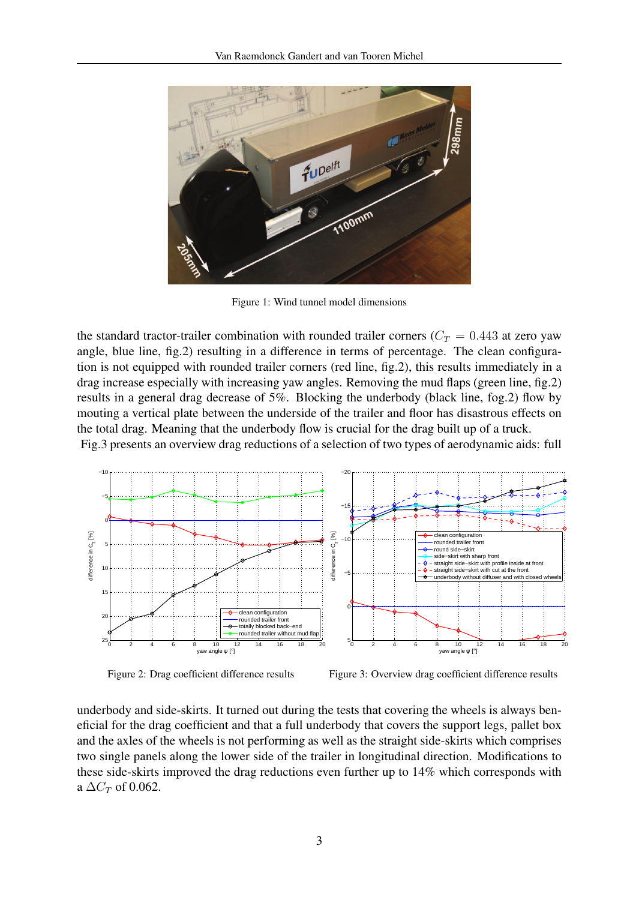Figure 1: Wind tunnel model dimensions

the standard tractor-trailer combination with rounded trailer corners ($C_T = 0.443$ at zero yaw angle, blue line, fig.2) resulting in a difference in terms of percentage. The clean configuration is not equipped with rounded trailer corners (red line, fig.2), this results immediately in a drag increase especially with increasing yaw angles. Removing the mud flaps (green line, fig.2) results in a general drag decrease of 5%. Blocking the underbody (black line, fog.2) flow by mouting a vertical plate between the underside of the trailer and floor has disastrous effects on the total drag. Meaning that the underbody flow is crucial for the drag built up of a truck.

Fig.3 presents an overview drag reductions of a selection of two types of aerodynamic aids: full underbody and side-skirts. It turned out during the tests that covering the wheels is always beneficial for the drag coefficient and that a full underbody that covers the support legs, pallet box and the axles of the wheels is not performing as well as the straight side-skirts which comprises two single panels along the lower side of the trailer in longitudinal direction. Modifications to these side-skirts improved the drag reductions even further up to 14% which corresponds with a $\Delta C_T$ of 0.062.

Figure 2: Drag coefficient difference results

Figure 3: Overview drag coefficient difference results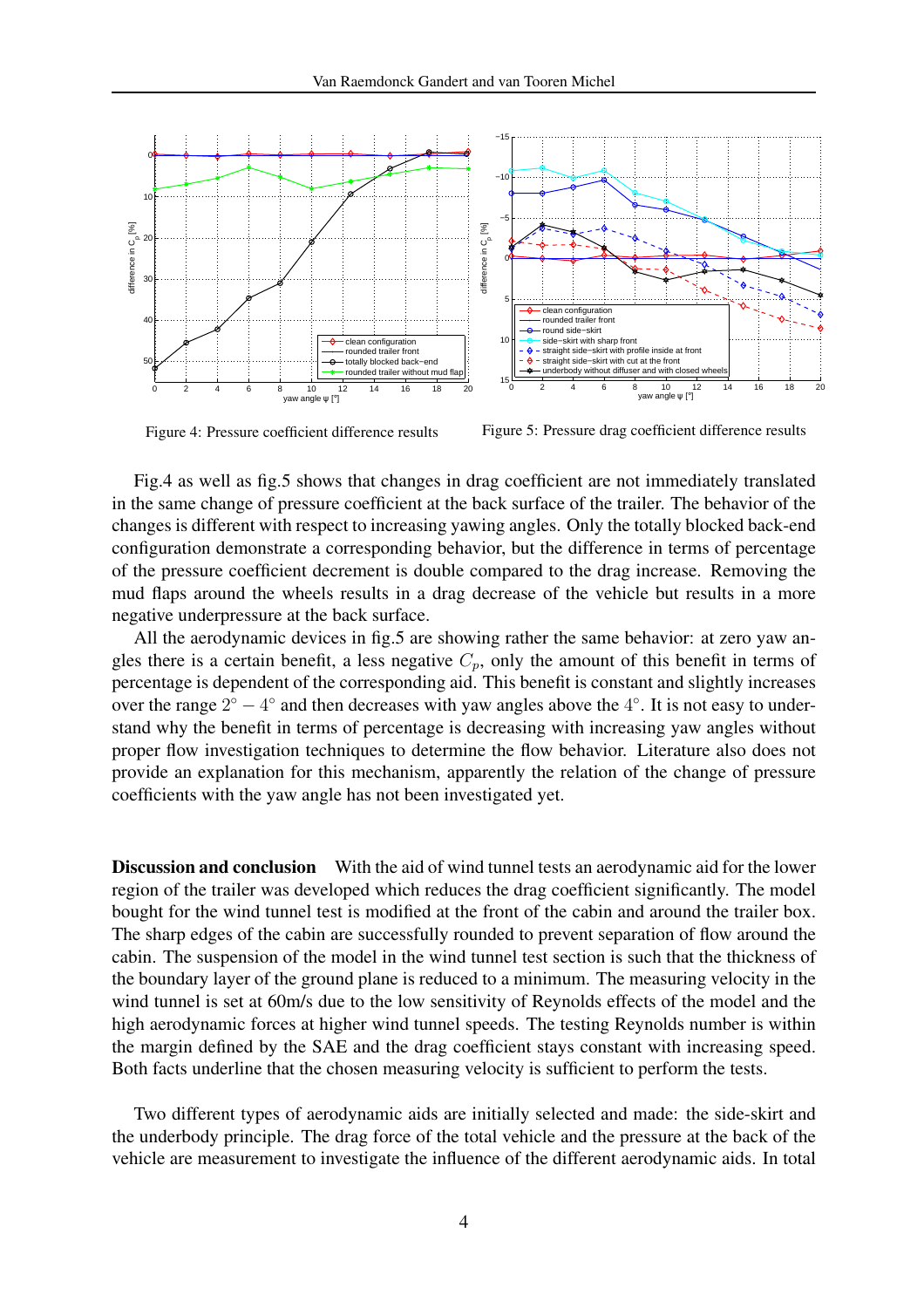Figure 4: Pressure coefficient difference results

Figure 5: Pressure drag coefficient difference results

Fig.4 as well as fig.5 shows that changes in drag coefficient are not immediately translated in the same change of pressure coefficient at the back surface of the trailer. The behavior of the changes is different with respect to increasing yawing angles. Only the totally blocked back-end configuration demonstrate a corresponding behavior, but the difference in terms of percentage of the pressure coefficient decrement is double compared to the drag increase. Removing the mud flaps around the wheels results in a drag decrease of the vehicle but results in a more negative underpressure at the back surface.

All the aerodynamic devices in fig.5 are showing rather the same behavior: at zero yaw angles there is a certain benefit, a less negative $C_p$, only the amount of this benefit in terms of percentage is dependent of the corresponding aid. This benefit is constant and slightly increases over the range $2^\circ - 4^\circ$ and then decreases with yaw angles above the $4^\circ$. It is not easy to understand why the benefit in terms of percentage is decreasing with increasing yaw angles without proper flow investigation techniques to determine the flow behavior. Literature also does not provide an explanation for this mechanism, apparently the relation of the change of pressure coefficients with the yaw angle has not been investigated yet.

**Discussion and conclusion** With the aid of wind tunnel tests an aerodynamic aid for the lower region of the trailer was developed which reduces the drag coefficient significantly. The model bought for the wind tunnel test is modified at the front of the cabin and around the trailer box. The sharp edges of the cabin are successfully rounded to prevent separation of flow around the cabin. The suspension of the model in the wind tunnel test section is such that the thickness of the boundary layer of the ground plane is reduced to a minimum. The measuring velocity in the wind tunnel is set at 60m/s due to the low sensitivity of Reynolds effects of the model and the high aerodynamic forces at higher wind tunnel speeds. The testing Reynolds number is within the margin defined by the SAE and the drag coefficient stays constant with increasing speed. Both facts underline that the chosen measuring velocity is sufficient to perform the tests.

Two different types of aerodynamic aids are initially selected and made: the side-skirt and the underbody principle. The drag force of the total vehicle and the pressure at the back of the vehicle are measurement to investigate the influence of the different aerodynamic aids. In total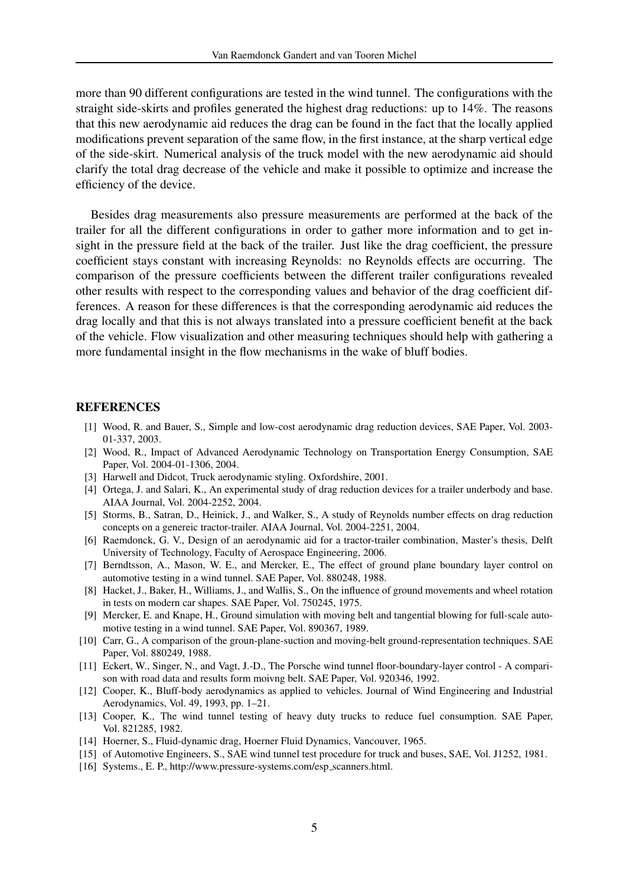more than 90 different configurations are tested in the wind tunnel. The configurations with the straight side-skirts and profiles generated the highest drag reductions: up to 14%. The reasons that this new aerodynamic aid reduces the drag can be found in the fact that the locally applied modifications prevent separation of the same flow, in the first instance, at the sharp vertical edge of the side-skirt. Numerical analysis of the truck model with the new aerodynamic aid should clarify the total drag decrease of the vehicle and make it possible to optimize and increase the efficiency of the device.

Besides drag measurements also pressure measurements are performed at the back of the trailer for all the different configurations in order to gather more information and to get insight in the pressure field at the back of the trailer. Just like the drag coefficient, the pressure coefficient stays constant with increasing Reynolds: no Reynolds effects are occurring. The comparison of the pressure coefficients between the different trailer configurations revealed other results with respect to the corresponding values and behavior of the drag coefficient differences. A reason for these differences is that the corresponding aerodynamic aid reduces the drag locally and that this is not always translated into a pressure coefficient benefit at the back of the vehicle. Flow visualization and other measuring techniques should help with gathering a more fundamental insight in the flow mechanisms in the wake of bluff bodies.

## REFERENCES

[1] Wood, R. and Bauer, S., Simple and low-cost aerodynamic drag reduction devices, SAE Paper, Vol. 2003-01-337, 2003.

[2] Wood, R., Impact of Advanced Aerodynamic Technology on Transportation Energy Consumption, SAE Paper, Vol. 2004-01-1306, 2004.

[3] Harwell and Didcot, Truck aerodynamic styling. Oxfordshire, 2001.

[4] Ortega, J. and Salari, K., An experimental study of drag reduction devices for a trailer underbody and base. AIAA Journal, Vol. 2004-2252, 2004.

[5] Storms, B., Satran, D., Heinick, J., and Walker, S., A study of Reynolds number effects on drag reduction concepts on a genereic tractor-trailer. AIAA Journal, Vol. 2004-2251, 2004.

[6] Raemdonck, G. V., Design of an aerodynamic aid for a tractor-trailer combination, Master's thesis, Delft University of Technology, Faculty of Aerospace Engineering, 2006.

[7] Berndtsson, A., Mason, W. E., and Mercker, E., The effect of ground plane boundary layer control on automotive testing in a wind tunnel. SAE Paper, Vol. 880248, 1988.

[8] Hacket, J., Baker, H., Williams, J., and Wallis, S., On the influence of ground movements and wheel rotation in tests on modern car shapes. SAE Paper, Vol. 750245, 1975.

[9] Mercker, E. and Knape, H., Ground simulation with moving belt and tangential blowing for full-scale automotive testing in a wind tunnel. SAE Paper, Vol. 890367, 1989.

[10] Carr, G., A comparison of the groun-plane-suction and moving-belt ground-representation techniques. SAE Paper, Vol. 880249, 1988.

[11] Eckert, W., Singer, N., and Vagt, J.-D., The Porsche wind tunnel floor-boundary-layer control - A comparison with road data and results form moivng belt. SAE Paper, Vol. 920346, 1992.

[12] Cooper, K., Bluff-body aerodynamics as applied to vehicles. Journal of Wind Engineering and Industrial Aerodynamics, Vol. 49, 1993, pp. 1–21.

[13] Cooper, K., The wind tunnel testing of heavy duty trucks to reduce fuel consumption. SAE Paper, Vol. 821285, 1982.

[14] Hoerner, S., Fluid-dynamic drag, Hoerner Fluid Dynamics, Vancouver, 1965.

[15] of Automotive Engineers, S., SAE wind tunnel test procedure for truck and buses, SAE, Vol. J1252, 1981.

[16] Systems., E. P., http://www.pressure-systems.com/esp_scanners.html.